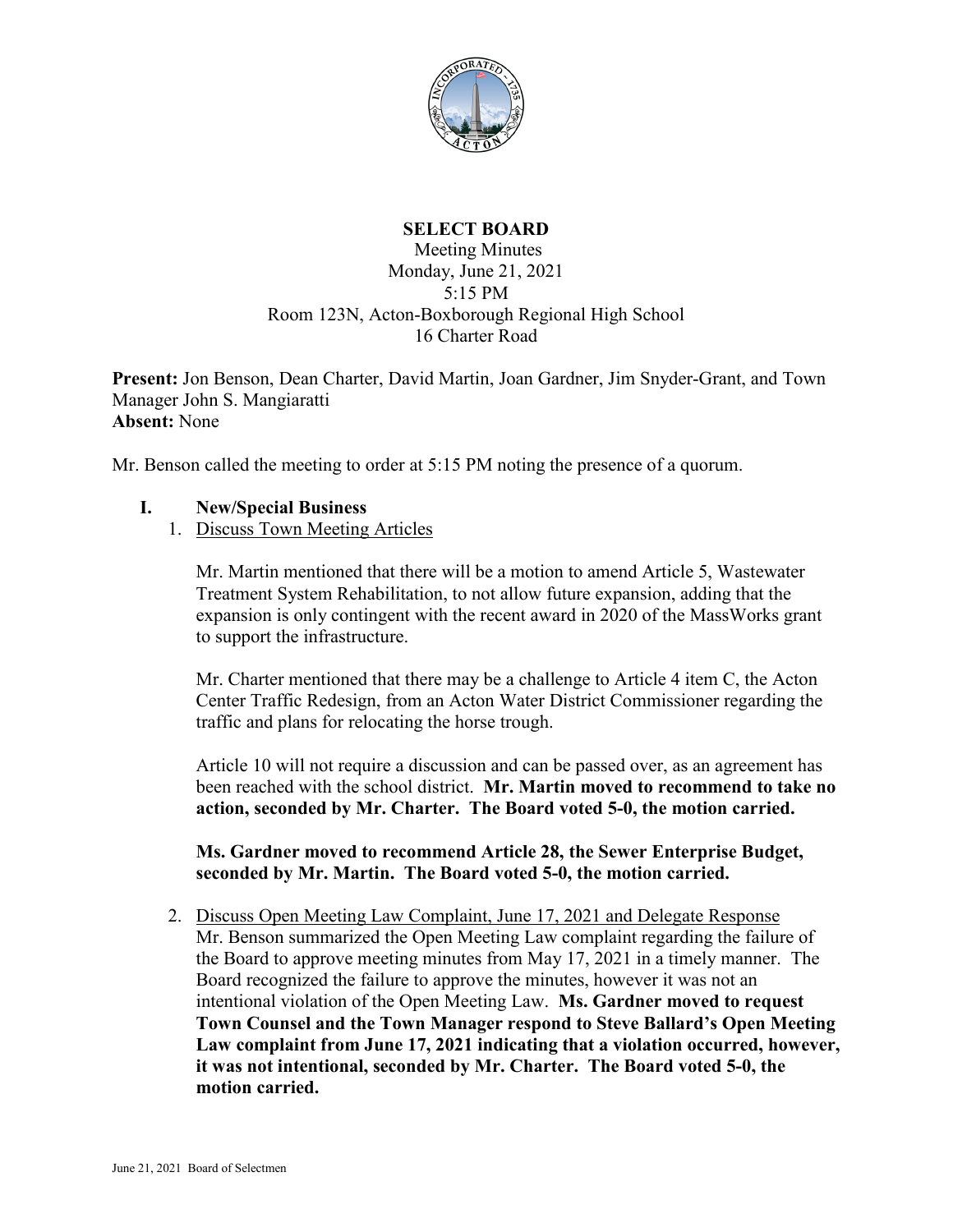# SELECT BOARD

Meeting Minutes
Monday, June 21, 2021
5:15 PM
Room 123N, Acton-Boxborough Regional High School
16 Charter Road

**Present:** Jon Benson, Dean Charter, David Martin, Joan Gardner, Jim Snyder-Grant, and Town Manager John S. Mangiaratti
**Absent:** None

Mr. Benson called the meeting to order at 5:15 PM noting the presence of a quorum.

## I. New/Special Business

1. Discuss Town Meeting Articles

   Mr. Martin mentioned that there will be a motion to amend Article 5, Wastewater Treatment System Rehabilitation, to not allow future expansion, adding that the expansion is only contingent with the recent award in 2020 of the MassWorks grant to support the infrastructure.

   Mr. Charter mentioned that there may be a challenge to Article 4 item C, the Acton Center Traffic Redesign, from an Acton Water District Commissioner regarding the traffic and plans for relocating the horse trough.

   Article 10 will not require a discussion and can be passed over, as an agreement has been reached with the school district. **Mr. Martin moved to recommend to take no action, seconded by Mr. Charter. The Board voted 5-0, the motion carried.**

   **Ms. Gardner moved to recommend Article 28, the Sewer Enterprise Budget, seconded by Mr. Martin. The Board voted 5-0, the motion carried.**

2. Discuss Open Meeting Law Complaint, June 17, 2021 and Delegate Response
   Mr. Benson summarized the Open Meeting Law complaint regarding the failure of the Board to approve meeting minutes from May 17, 2021 in a timely manner. The Board recognized the failure to approve the minutes, however it was not an intentional violation of the Open Meeting Law. **Ms. Gardner moved to request Town Counsel and the Town Manager respond to Steve Ballard's Open Meeting Law complaint from June 17, 2021 indicating that a violation occurred, however, it was not intentional, seconded by Mr. Charter. The Board voted 5-0, the motion carried.**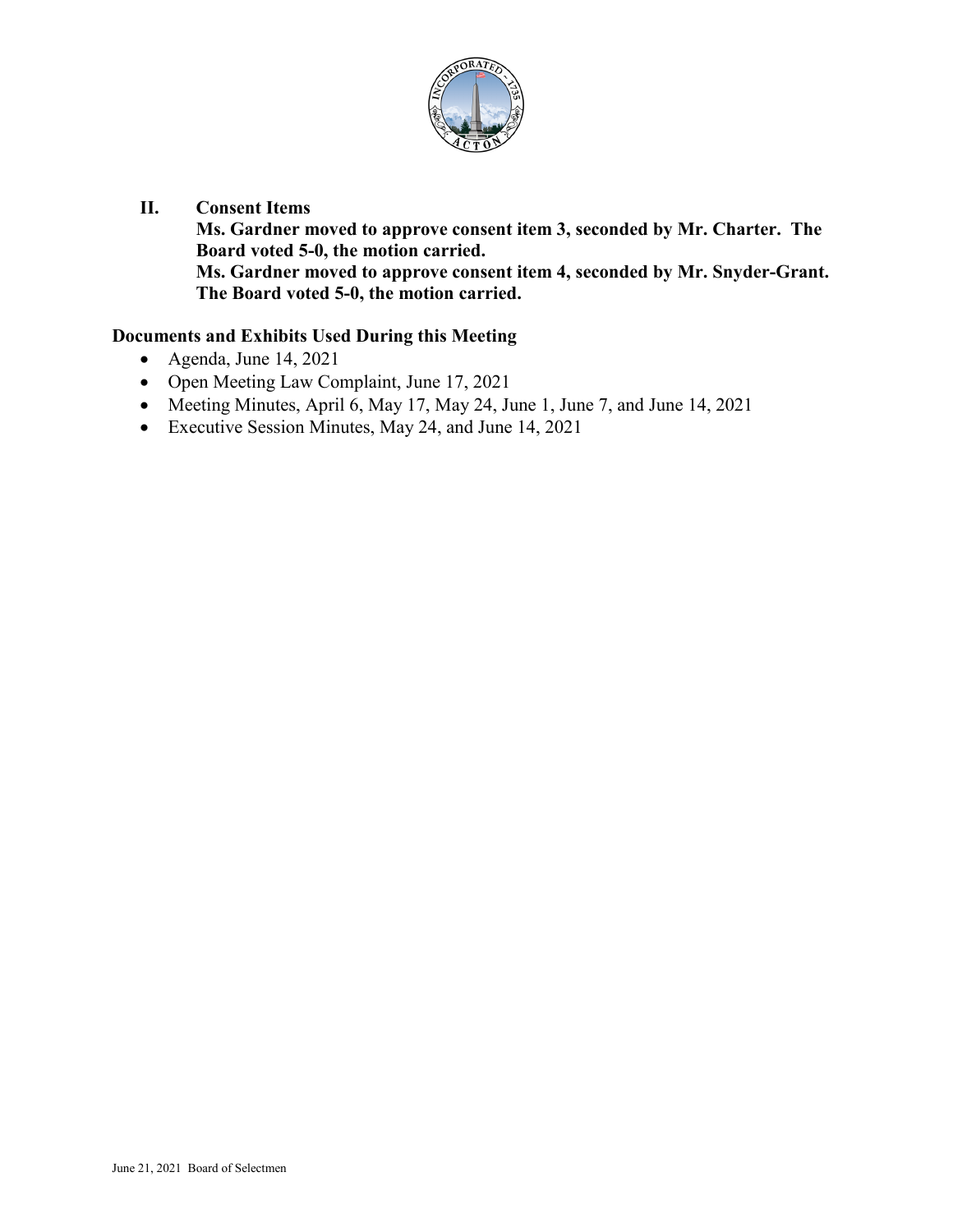## II. Consent Items

**Ms. Gardner moved to approve consent item 3, seconded by Mr. Charter. The Board voted 5-0, the motion carried.**

**Ms. Gardner moved to approve consent item 4, seconded by Mr. Snyder-Grant. The Board voted 5-0, the motion carried.**

### Documents and Exhibits Used During this Meeting

- Agenda, June 14, 2021
- Open Meeting Law Complaint, June 17, 2021
- Meeting Minutes, April 6, May 17, May 24, June 1, June 7, and June 14, 2021
- Executive Session Minutes, May 24, and June 14, 2021